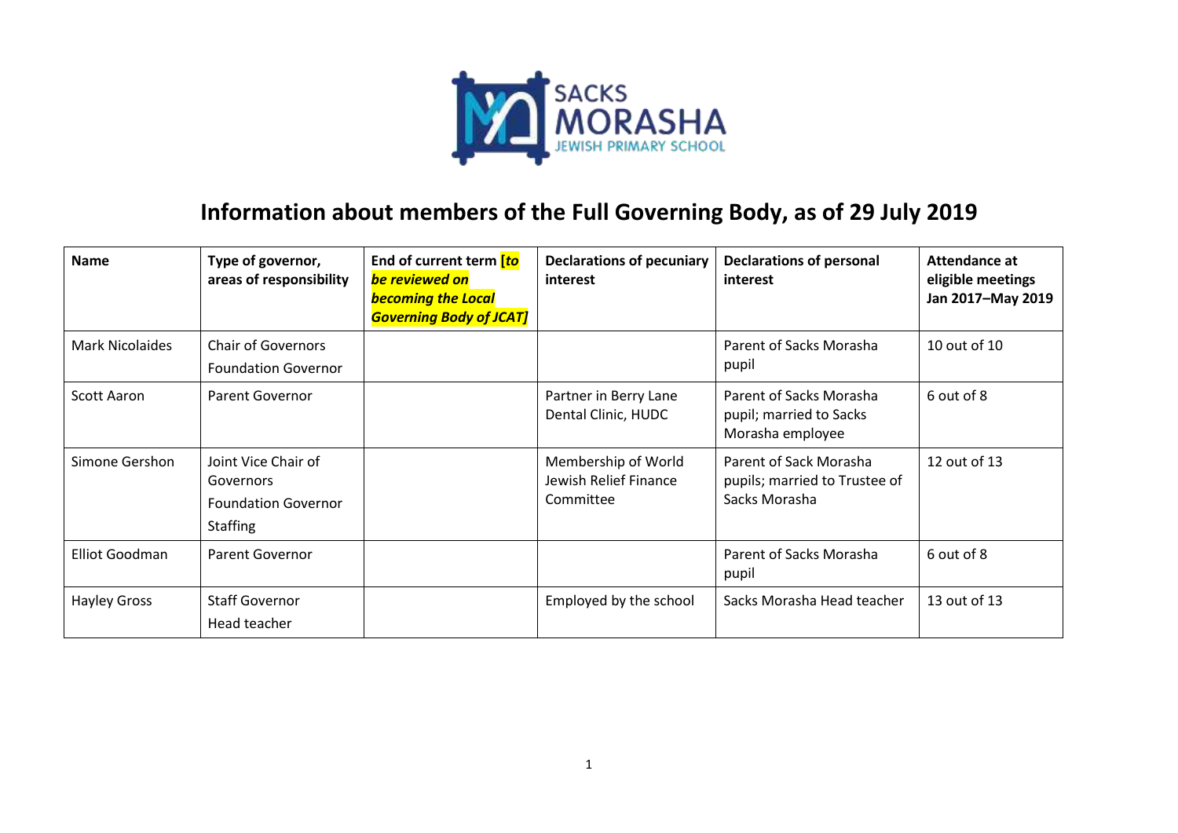SACKS MORASHA JEWISH PRIMARY SCHOOL

# Information about members of the Full Governing Body, as of 29 July 2019

| Name | Type of governor, areas of responsibility | End of current term ***[to be reviewed on becoming the Local Governing Body of JCAT]*** | Declarations of pecuniary interest | Declarations of personal interest | Attendance at eligible meetings Jan 2017–May 2019 |
|---|---|---|---|---|---|
| Mark Nicolaides | Chair of Governors<br>Foundation Governor | | | Parent of Sacks Morasha pupil | 10 out of 10 |
| Scott Aaron | Parent Governor | | Partner in Berry Lane Dental Clinic, HUDC | Parent of Sacks Morasha pupil; married to Sacks Morasha employee | 6 out of 8 |
| Simone Gershon | Joint Vice Chair of Governors<br>Foundation Governor<br>Staffing | | Membership of World Jewish Relief Finance Committee | Parent of Sack Morasha pupils; married to Trustee of Sacks Morasha | 12 out of 13 |
| Elliot Goodman | Parent Governor | | | Parent of Sacks Morasha pupil | 6 out of 8 |
| Hayley Gross | Staff Governor<br>Head teacher | | Employed by the school | Sacks Morasha Head teacher | 13 out of 13 |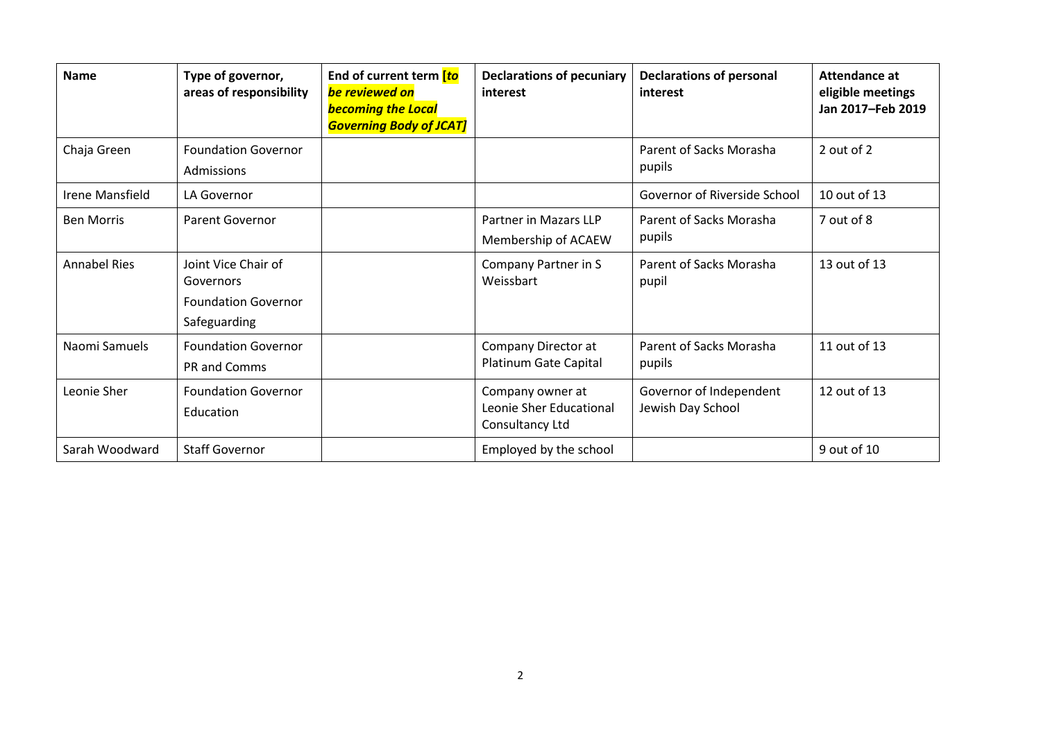| Name | Type of governor, areas of responsibility | End of current term ***[to be reviewed on becoming the Local Governing Body of JCAT]*** | Declarations of pecuniary interest | Declarations of personal interest | Attendance at eligible meetings Jan 2017–Feb 2019 |
|---|---|---|---|---|---|
| Chaja Green | Foundation Governor<br>Admissions | | | Parent of Sacks Morasha pupils | 2 out of 2 |
| Irene Mansfield | LA Governor | | | Governor of Riverside School | 10 out of 13 |
| Ben Morris | Parent Governor | | Partner in Mazars LLP<br>Membership of ACAEW | Parent of Sacks Morasha pupils | 7 out of 8 |
| Annabel Ries | Joint Vice Chair of Governors<br>Foundation Governor<br>Safeguarding | | Company Partner in S Weissbart | Parent of Sacks Morasha pupil | 13 out of 13 |
| Naomi Samuels | Foundation Governor<br>PR and Comms | | Company Director at Platinum Gate Capital | Parent of Sacks Morasha pupils | 11 out of 13 |
| Leonie Sher | Foundation Governor<br>Education | | Company owner at Leonie Sher Educational Consultancy Ltd | Governor of Independent Jewish Day School | 12 out of 13 |
| Sarah Woodward | Staff Governor | | Employed by the school | | 9 out of 10 |